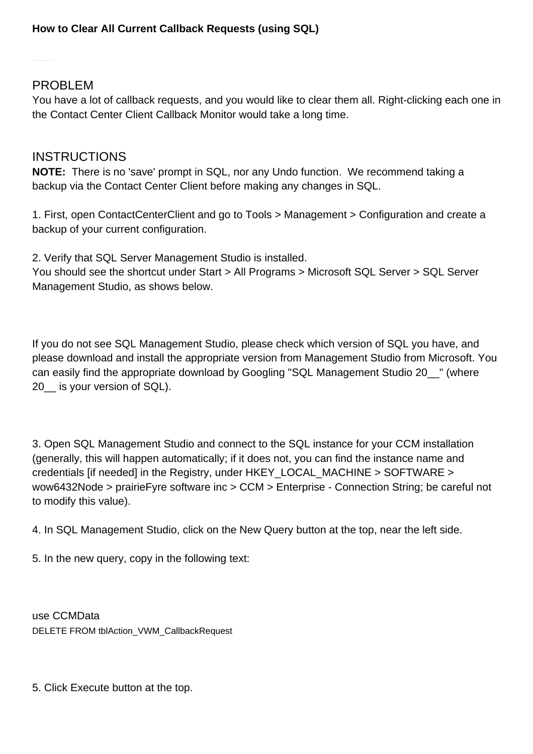**How to Clear All Current Callback Requests (using SQL)**

## PROBLEM

You have a lot of callback requests, and you would like to clear them all. Right-clicking each one in the Contact Center Client Callback Monitor would take a long time.

## INSTRUCTIONS

**NOTE:** There is no 'save' prompt in SQL, nor any Undo function. We recommend taking a backup via the Contact Center Client before making any changes in SQL.

1. First, open ContactCenterClient and go to Tools > Management > Configuration and create a backup of your current configuration.

2. Verify that SQL Server Management Studio is installed.
You should see the shortcut under Start > All Programs > Microsoft SQL Server > SQL Server Management Studio, as shows below.

If you do not see SQL Management Studio, please check which version of SQL you have, and please download and install the appropriate version from Management Studio from Microsoft. You can easily find the appropriate download by Googling "SQL Management Studio 20__" (where 20__ is your version of SQL).

3. Open SQL Management Studio and connect to the SQL instance for your CCM installation (generally, this will happen automatically; if it does not, you can find the instance name and credentials [if needed] in the Registry, under HKEY_LOCAL_MACHINE > SOFTWARE > wow6432Node > prairieFyre software inc > CCM > Enterprise - Connection String; be careful not to modify this value).

4. In SQL Management Studio, click on the New Query button at the top, near the left side.

5. In the new query, copy in the following text:

```
use CCMData
DELETE FROM tblAction_VWM_CallbackRequest
```

5. Click Execute button at the top.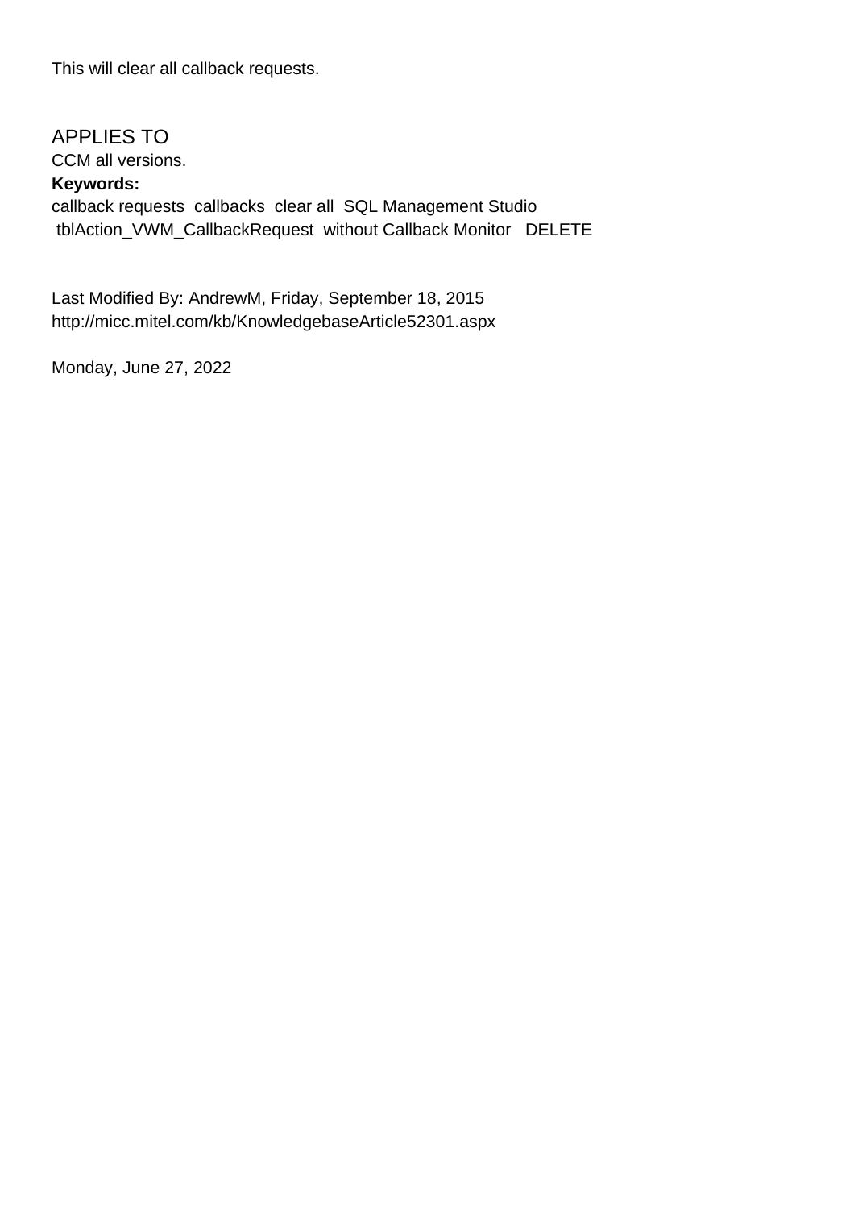This will clear all callback requests.

## APPLIES TO

CCM all versions.

**Keywords:**

callback requests  callbacks  clear all  SQL Management Studio  tblAction_VWM_CallbackRequest  without Callback Monitor   DELETE

Last Modified By: AndrewM, Friday, September 18, 2015
http://micc.mitel.com/kb/KnowledgebaseArticle52301.aspx

Monday, June 27, 2022